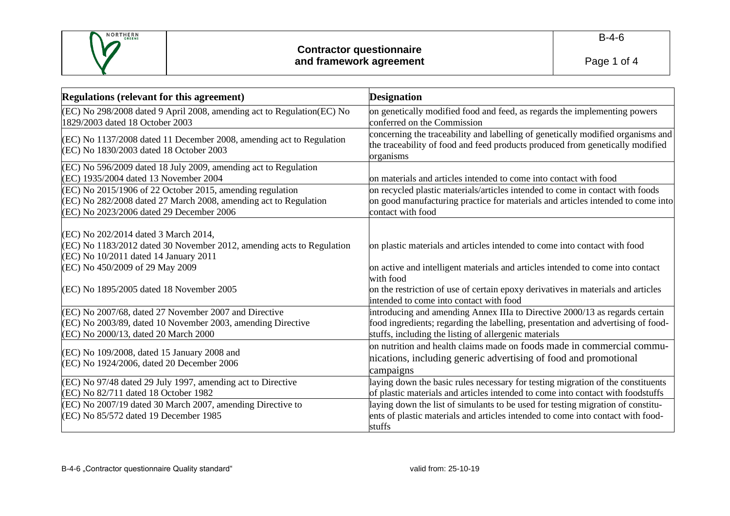# Contractor questionnaire and framework agreement

| Regulations (relevant for this agreement) | Designation |
|---|---|
| (EC) No 298/2008 dated 9 April 2008, amending act to Regulation(EC) No 1829/2003 dated 18 October 2003 | on genetically modified food and feed, as regards the implementing powers conferred on the Commission |
| (EC) No 1137/2008 dated 11 December 2008, amending act to Regulation (EC) No 1830/2003 dated 18 October 2003 | concerning the traceability and labelling of genetically modified organisms and the traceability of food and feed products produced from genetically modified organisms |
| (EC) No 596/2009 dated 18 July 2009, amending act to Regulation (EC) 1935/2004 dated 13 November 2004 | on materials and articles intended to come into contact with food |
| (EC) No 2015/1906 of 22 October 2015, amending regulation (EC) No 282/2008 dated 27 March 2008, amending act to Regulation (EC) No 2023/2006 dated 29 December 2006 | on recycled plastic materials/articles intended to come in contact with foods on good manufacturing practice for materials and articles intended to come into contact with food |
| (EC) No 202/2014 dated 3 March 2014, (EC) No 1183/2012 dated 30 November 2012, amending acts to Regulation (EC) No 10/2011 dated 14 January 2011 | on plastic materials and articles intended to come into contact with food |
| (EC) No 450/2009 of 29 May 2009 | on active and intelligent materials and articles intended to come into contact with food |
| (EC) No 1895/2005 dated 18 November 2005 | on the restriction of use of certain epoxy derivatives in materials and articles intended to come into contact with food |
| (EC) No 2007/68, dated 27 November 2007 and Directive (EC) No 2003/89, dated 10 November 2003, amending Directive (EC) No 2000/13, dated 20 March 2000 | introducing and amending Annex IIIa to Directive 2000/13 as regards certain food ingredients; regarding the labelling, presentation and advertising of food-stuffs, including the listing of allergenic materials |
| (EC) No 109/2008, dated 15 January 2008 and (EC) No 1924/2006, dated 20 December 2006 | on nutrition and health claims made on foods made in commercial commu-nications, including generic advertising of food and promotional campaigns |
| (EC) No 97/48 dated 29 July 1997, amending act to Directive (EC) No 82/711 dated 18 October 1982 | laying down the basic rules necessary for testing migration of the constituents of plastic materials and articles intended to come into contact with foodstuffs |
| (EC) No 2007/19 dated 30 March 2007, amending Directive to (EC) No 85/572 dated 19 December 1985 | laying down the list of simulants to be used for testing migration of constitu-ents of plastic materials and articles intended to come into contact with food-stuffs |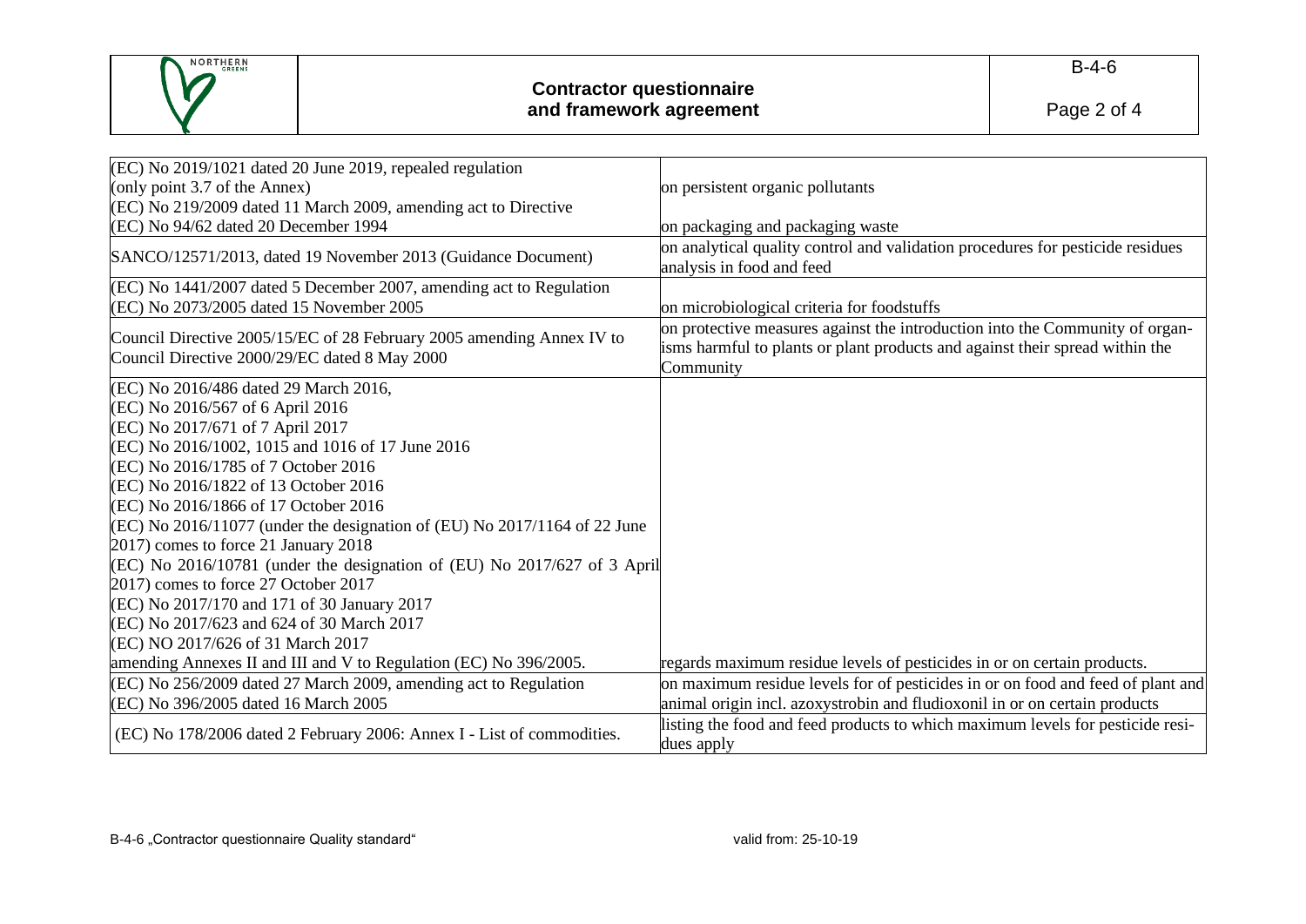| | |
|---|---|
| (EC) No 2019/1021 dated 20 June 2019, repealed regulation (only point 3.7 of the Annex) | on persistent organic pollutants |
| (EC) No 219/2009 dated 11 March 2009, amending act to Directive (EC) No 94/62 dated 20 December 1994 | on packaging and packaging waste |
| SANCO/12571/2013, dated 19 November 2013 (Guidance Document) | on analytical quality control and validation procedures for pesticide residues analysis in food and feed |
| (EC) No 1441/2007 dated 5 December 2007, amending act to Regulation (EC) No 2073/2005 dated 15 November 2005 | on microbiological criteria for foodstuffs |
| Council Directive 2005/15/EC of 28 February 2005 amending Annex IV to Council Directive 2000/29/EC dated 8 May 2000 | on protective measures against the introduction into the Community of organisms harmful to plants or plant products and against their spread within the Community |
| (EC) No 2016/486 dated 29 March 2016,<br>(EC) No 2016/567 of 6 April 2016<br>(EC) No 2017/671 of 7 April 2017<br>(EC) No 2016/1002, 1015 and 1016 of 17 June 2016<br>(EC) No 2016/1785 of 7 October 2016<br>(EC) No 2016/1822 of 13 October 2016<br>(EC) No 2016/1866 of 17 October 2016<br>(EC) No 2016/11077 (under the designation of (EU) No 2017/1164 of 22 June 2017) comes to force 21 January 2018<br>(EC) No 2016/10781 (under the designation of (EU) No 2017/627 of 3 April 2017) comes to force 27 October 2017<br>(EC) No 2017/170 and 171 of 30 January 2017<br>(EC) No 2017/623 and 624 of 30 March 2017<br>(EC) NO 2017/626 of 31 March 2017<br>amending Annexes II and III and V to Regulation (EC) No 396/2005. | regards maximum residue levels of pesticides in or on certain products. |
| (EC) No 256/2009 dated 27 March 2009, amending act to Regulation (EC) No 396/2005 dated 16 March 2005 | on maximum residue levels for of pesticides in or on food and feed of plant and animal origin incl. azoxystrobin and fludioxonil in or on certain products |
| (EC) No 178/2006 dated 2 February 2006: Annex I - List of commodities. | listing the food and feed products to which maximum levels for pesticide residues apply |

B-4-6 „Contractor questionnaire Quality standard" valid from: 25-10-19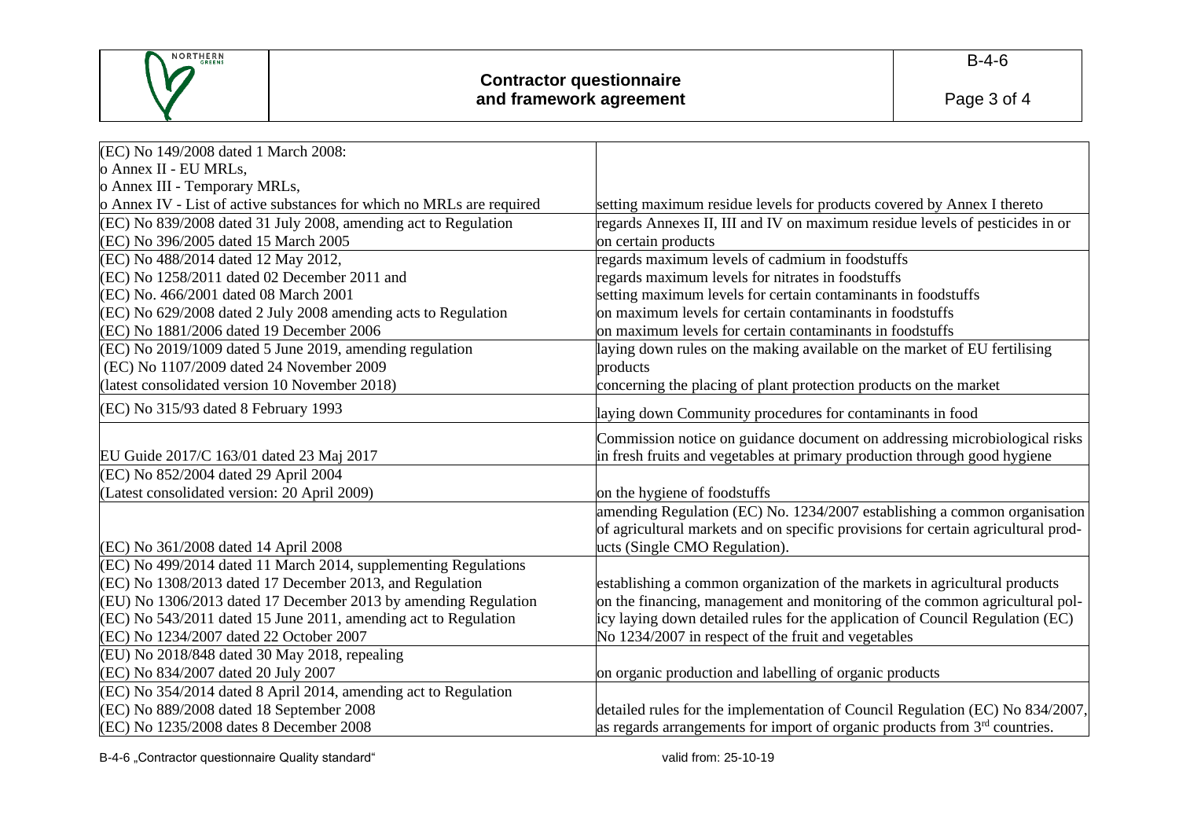| | |
|---|---|
| (EC) No 149/2008 dated 1 March 2008:<br>o Annex II - EU MRLs,<br>o Annex III - Temporary MRLs,<br>o Annex IV - List of active substances for which no MRLs are required | setting maximum residue levels for products covered by Annex I thereto |
| (EC) No 839/2008 dated 31 July 2008, amending act to Regulation<br>(EC) No 396/2005 dated 15 March 2005 | regards Annexes II, III and IV on maximum residue levels of pesticides in or on certain products |
| (EC) No 488/2014 dated 12 May 2012,<br>(EC) No 1258/2011 dated 02 December 2011 and<br>(EC) No. 466/2001 dated 08 March 2001<br>(EC) No 629/2008 dated 2 July 2008 amending acts to Regulation<br>(EC) No 1881/2006 dated 19 December 2006 | regards maximum levels of cadmium in foodstuffs<br>regards maximum levels for nitrates in foodstuffs<br>setting maximum levels for certain contaminants in foodstuffs<br>on maximum levels for certain contaminants in foodstuffs<br>on maximum levels for certain contaminants in foodstuffs |
| (EC) No 2019/1009 dated 5 June 2019, amending regulation<br>(EC) No 1107/2009 dated 24 November 2009<br>(latest consolidated version 10 November 2018) | laying down rules on the making available on the market of EU fertilising products<br>concerning the placing of plant protection products on the market |
| (EC) No 315/93 dated 8 February 1993 | laying down Community procedures for contaminants in food |
| EU Guide 2017/C 163/01 dated 23 Maj 2017 | Commission notice on guidance document on addressing microbiological risks in fresh fruits and vegetables at primary production through good hygiene |
| (EC) No 852/2004 dated 29 April 2004<br>(Latest consolidated version: 20 April 2009) | on the hygiene of foodstuffs |
| (EC) No 361/2008 dated 14 April 2008 | amending Regulation (EC) No. 1234/2007 establishing a common organisation of agricultural markets and on specific provisions for certain agricultural products (Single CMO Regulation). |
| (EC) No 499/2014 dated 11 March 2014, supplementing Regulations<br>(EC) No 1308/2013 dated 17 December 2013, and Regulation<br>(EU) No 1306/2013 dated 17 December 2013 by amending Regulation<br>(EC) No 543/2011 dated 15 June 2011, amending act to Regulation<br>(EC) No 1234/2007 dated 22 October 2007 | establishing a common organization of the markets in agricultural products<br>on the financing, management and monitoring of the common agricultural policy laying down detailed rules for the application of Council Regulation (EC) No 1234/2007 in respect of the fruit and vegetables |
| (EU) No 2018/848 dated 30 May 2018, repealing<br>(EC) No 834/2007 dated 20 July 2007 | on organic production and labelling of organic products |
| (EC) No 354/2014 dated 8 April 2014, amending act to Regulation<br>(EC) No 889/2008 dated 18 September 2008<br>(EC) No 1235/2008 dates 8 December 2008 | detailed rules for the implementation of Council Regulation (EC) No 834/2007, as regards arrangements for import of organic products from 3rd countries. |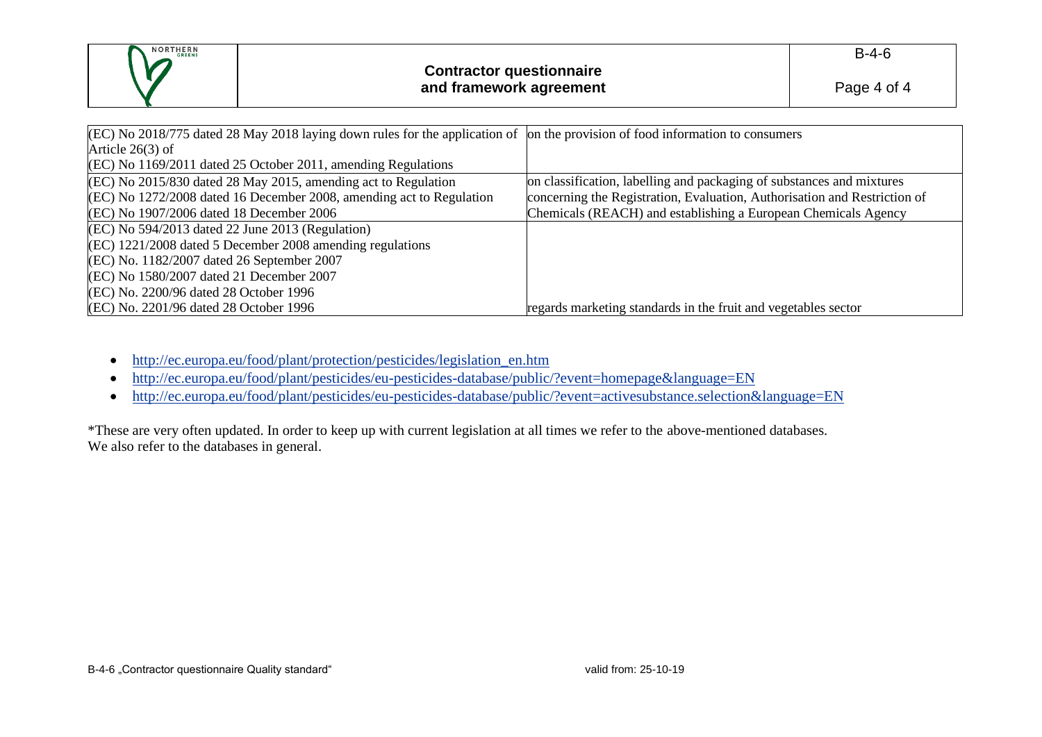| | |
|---|---|
| (EC) No 2018/775 dated 28 May 2018 laying down rules for the application of Article 26(3) of<br>(EC) No 1169/2011 dated 25 October 2011, amending Regulations | on the provision of food information to consumers |
| (EC) No 2015/830 dated 28 May 2015, amending act to Regulation<br>(EC) No 1272/2008 dated 16 December 2008, amending act to Regulation<br>(EC) No 1907/2006 dated 18 December 2006 | on classification, labelling and packaging of substances and mixtures<br>concerning the Registration, Evaluation, Authorisation and Restriction of Chemicals (REACH) and establishing a European Chemicals Agency |
| (EC) No 594/2013 dated 22 June 2013 (Regulation)<br>(EC) 1221/2008 dated 5 December 2008 amending regulations<br>(EC) No. 1182/2007 dated 26 September 2007<br>(EC) No 1580/2007 dated 21 December 2007<br>(EC) No. 2200/96 dated 28 October 1996<br>(EC) No. 2201/96 dated 28 October 1996 | regards marketing standards in the fruit and vegetables sector |

- http://ec.europa.eu/food/plant/protection/pesticides/legislation_en.htm
- http://ec.europa.eu/food/plant/pesticides/eu-pesticides-database/public/?event=homepage&language=EN
- http://ec.europa.eu/food/plant/pesticides/eu-pesticides-database/public/?event=activesubstance.selection&language=EN

*These are very often updated. In order to keep up with current legislation at all times we refer to the above-mentioned databases.
We also refer to the databases in general.